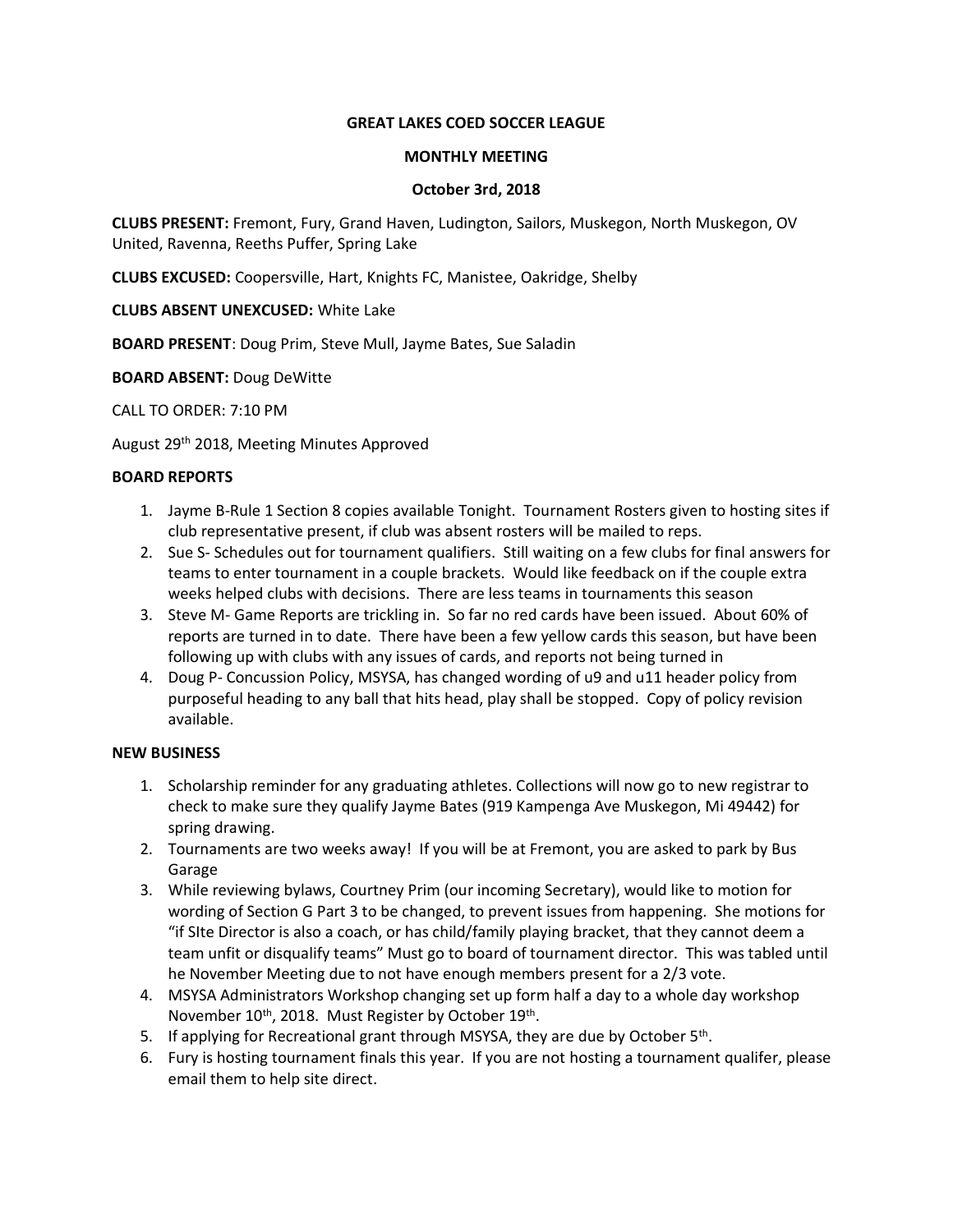**GREAT LAKES COED SOCCER LEAGUE**

**MONTHLY MEETING**

**October 3rd, 2018**

**CLUBS PRESENT:** Fremont, Fury, Grand Haven, Ludington, Sailors, Muskegon, North Muskegon, OV United, Ravenna, Reeths Puffer, Spring Lake

**CLUBS EXCUSED:** Coopersville, Hart, Knights FC, Manistee, Oakridge, Shelby

**CLUBS ABSENT UNEXCUSED:** White Lake

**BOARD PRESENT**: Doug Prim, Steve Mull, Jayme Bates, Sue Saladin

**BOARD ABSENT:** Doug DeWitte

CALL TO ORDER: 7:10 PM

August 29th 2018, Meeting Minutes Approved

**BOARD REPORTS**

1. Jayme B-Rule 1 Section 8 copies available Tonight. Tournament Rosters given to hosting sites if club representative present, if club was absent rosters will be mailed to reps.
2. Sue S- Schedules out for tournament qualifiers. Still waiting on a few clubs for final answers for teams to enter tournament in a couple brackets. Would like feedback on if the couple extra weeks helped clubs with decisions. There are less teams in tournaments this season
3. Steve M- Game Reports are trickling in. So far no red cards have been issued. About 60% of reports are turned in to date. There have been a few yellow cards this season, but have been following up with clubs with any issues of cards, and reports not being turned in
4. Doug P- Concussion Policy, MSYSA, has changed wording of u9 and u11 header policy from purposeful heading to any ball that hits head, play shall be stopped. Copy of policy revision available.

**NEW BUSINESS**

1. Scholarship reminder for any graduating athletes. Collections will now go to new registrar to check to make sure they qualify Jayme Bates (919 Kampenga Ave Muskegon, Mi 49442) for spring drawing.
2. Tournaments are two weeks away! If you will be at Fremont, you are asked to park by Bus Garage
3. While reviewing bylaws, Courtney Prim (our incoming Secretary), would like to motion for wording of Section G Part 3 to be changed, to prevent issues from happening. She motions for "if SIte Director is also a coach, or has child/family playing bracket, that they cannot deem a team unfit or disqualify teams" Must go to board of tournament director. This was tabled until he November Meeting due to not have enough members present for a 2/3 vote.
4. MSYSA Administrators Workshop changing set up form half a day to a whole day workshop November 10th, 2018. Must Register by October 19th.
5. If applying for Recreational grant through MSYSA, they are due by October 5th.
6. Fury is hosting tournament finals this year. If you are not hosting a tournament qualifer, please email them to help site direct.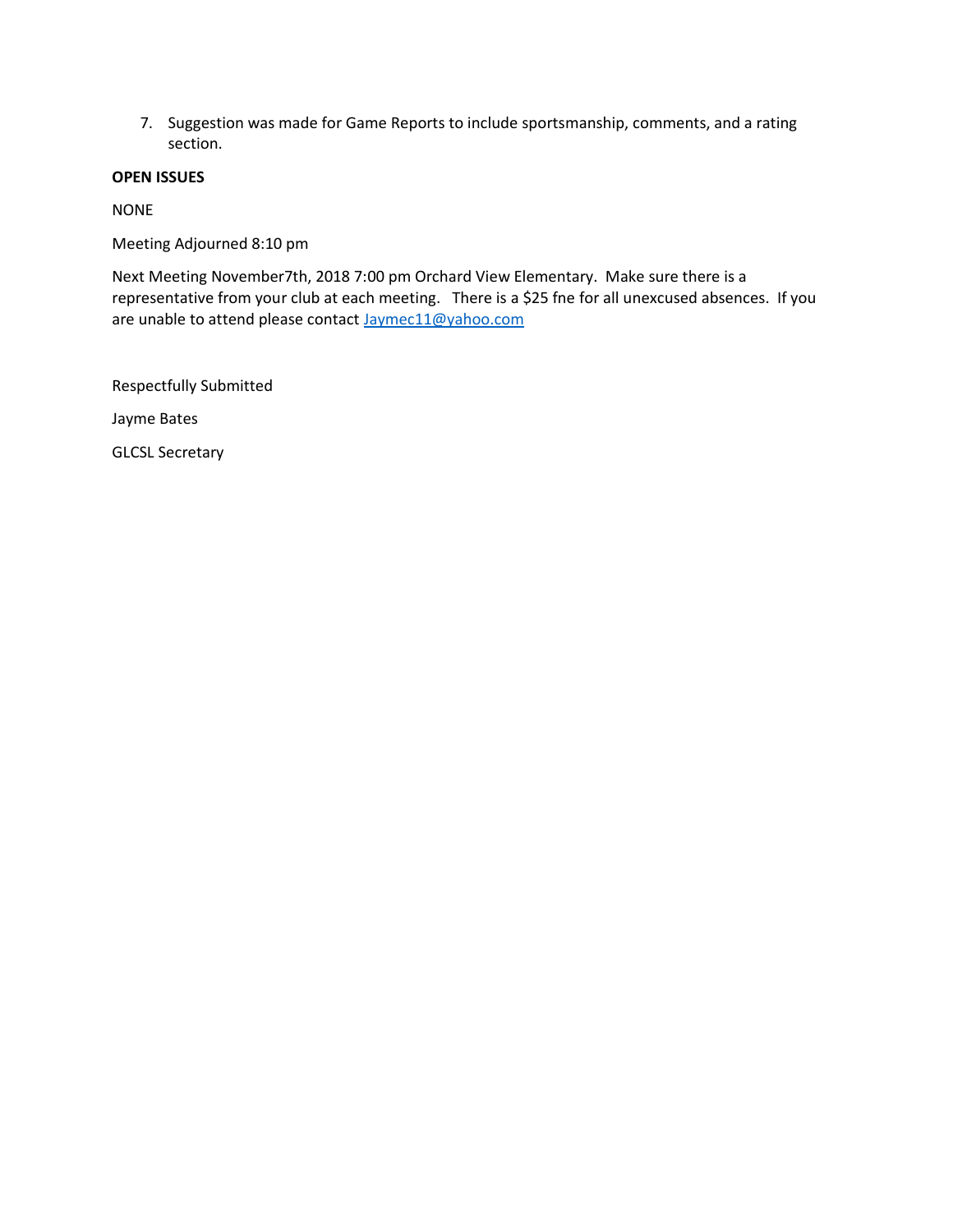7. Suggestion was made for Game Reports to include sportsmanship, comments, and a rating section.

**OPEN ISSUES**

NONE

Meeting Adjourned 8:10 pm

Next Meeting November7th, 2018 7:00 pm Orchard View Elementary. Make sure there is a representative from your club at each meeting. There is a $25 fne for all unexcused absences. If you are unable to attend please contact Jaymec11@yahoo.com

Respectfully Submitted

Jayme Bates

GLCSL Secretary